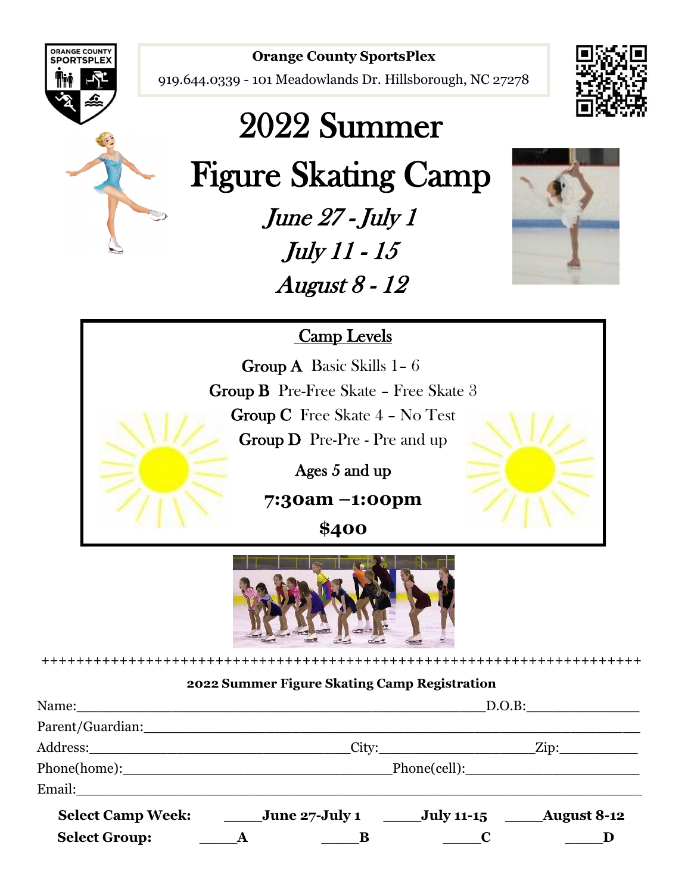**Orange County SportsPlex**

919.644.0339 - 101 Meadowlands Dr. Hillsborough, NC 27278

# 2022 Summer Figure Skating Camp

*June 27 - July 1*

*July 11 - 15*

*August 8 - 12*

## Camp Levels

**Group A** Basic Skills 1– 6

**Group B** Pre-Free Skate – Free Skate 3

**Group C** Free Skate 4 – No Test

**Group D** Pre-Pre - Pre and up

Ages 5 and up

**7:30am –1:00pm**

**$400**

++++++++++++++++++++++++++++++++++++++++++++++++++++++++++++++++++++++++++

**2022 Summer Figure Skating Camp Registration**

Name:______________________________________________________D.O.B:______________

Parent/Guardian:_____________________________________________________________________

Address:___________________________________City:____________________Zip:__________

Phone(home):___________________________________Phone(cell):______________________

Email:_____________________________________________________________________________

**Select Camp Week:** _____**June 27-July 1** _____**July 11-15** _____**August 8-12**

**Select Group:** _____**A** _____**B** _____**C** _____**D**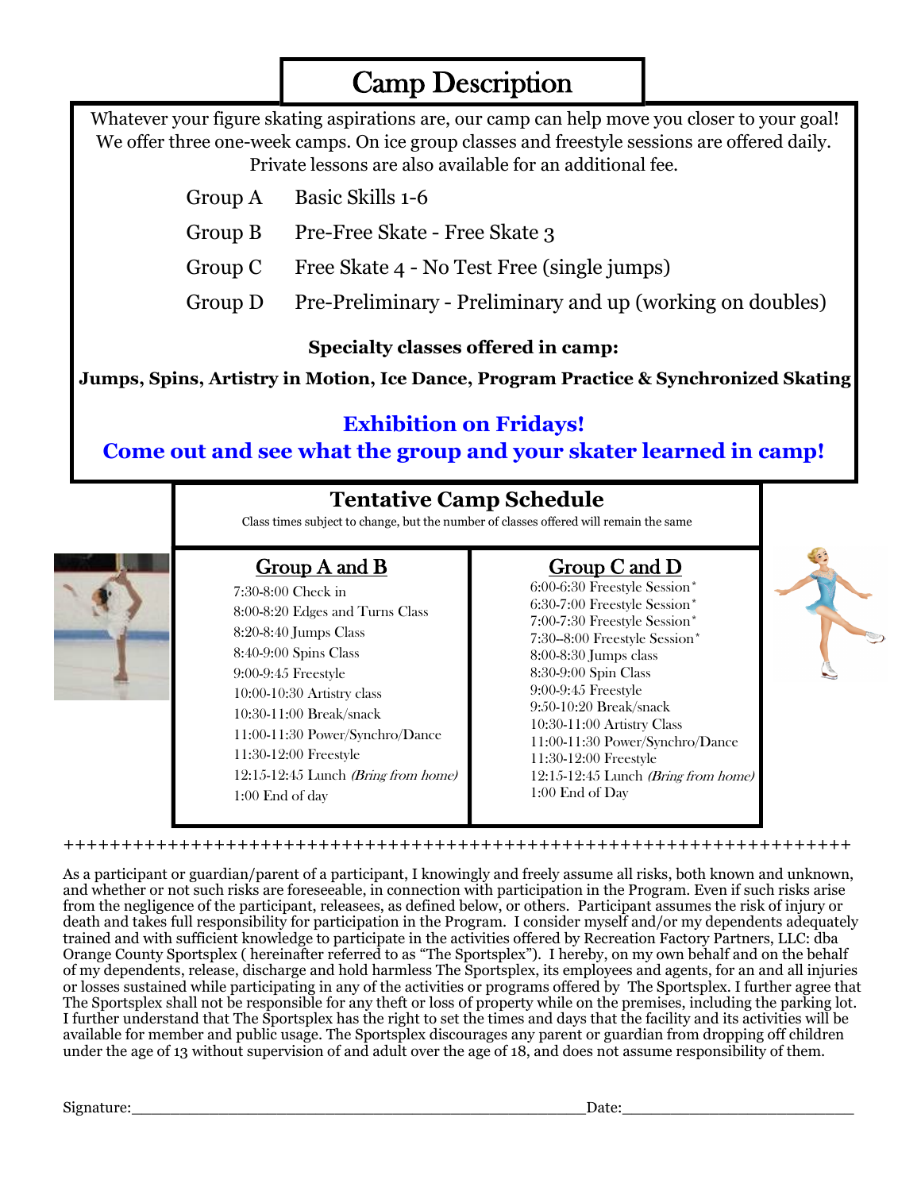# Camp Description

Whatever your figure skating aspirations are, our camp can help move you closer to your goal! We offer three one-week camps. On ice group classes and freestyle sessions are offered daily. Private lessons are also available for an additional fee.

| | |
|---|---|
| Group A | Basic Skills 1-6 |
| Group B | Pre-Free Skate - Free Skate 3 |
| Group C | Free Skate 4 - No Test Free (single jumps) |
| Group D | Pre-Preliminary - Preliminary and up (working on doubles) |

**Specialty classes offered in camp:**

**Jumps, Spins, Artistry in Motion, Ice Dance, Program Practice & Synchronized Skating**

**Exhibition on Fridays!**
**Come out and see what the group and your skater learned in camp!**

## Tentative Camp Schedule

Class times subject to change, but the number of classes offered will remain the same

### Group A and B

7:30-8:00 Check in
8:00-8:20 Edges and Turns Class
8:20-8:40 Jumps Class
8:40-9:00 Spins Class
9:00-9:45 Freestyle
10:00-10:30 Artistry class
10:30-11:00 Break/snack
11:00-11:30 Power/Synchro/Dance
11:30-12:00 Freestyle
12:15-12:45 Lunch *(Bring from home)*
1:00 End of day

### Group C and D

6:00-6:30 Freestyle Session*
6:30-7:00 Freestyle Session*
7:00-7:30 Freestyle Session*
7:30--8:00 Freestyle Session*
8:00-8:30 Jumps class
8:30-9:00 Spin Class
9:00-9:45 Freestyle
9:50-10:20 Break/snack
10:30-11:00 Artistry Class
11:00-11:30 Power/Synchro/Dance
11:30-12:00 Freestyle
12:15-12:45 Lunch *(Bring from home)*
1:00 End of Day

++++++++++++++++++++++++++++++++++++++++++++++++++++++++++++++++++++++

As a participant or guardian/parent of a participant, I knowingly and freely assume all risks, both known and unknown, and whether or not such risks are foreseeable, in connection with participation in the Program. Even if such risks arise from the negligence of the participant, releasees, as defined below, or others. Participant assumes the risk of injury or death and takes full responsibility for participation in the Program. I consider myself and/or my dependents adequately trained and with sufficient knowledge to participate in the activities offered by Recreation Factory Partners, LLC: dba Orange County Sportsplex ( hereinafter referred to as "The Sportsplex"). I hereby, on my own behalf and on the behalf of my dependents, release, discharge and hold harmless The Sportsplex, its employees and agents, for an and all injuries or losses sustained while participating in any of the activities or programs offered by The Sportsplex. I further agree that The Sportsplex shall not be responsible for any theft or loss of property while on the premises, including the parking lot. I further understand that The Sportsplex has the right to set the times and days that the facility and its activities will be available for member and public usage. The Sportsplex discourages any parent or guardian from dropping off children under the age of 13 without supervision of and adult over the age of 18, and does not assume responsibility of them.

Signature:\_\_\_\_\_\_\_\_\_\_\_\_\_\_\_\_\_\_\_\_\_\_\_\_\_\_\_\_\_\_\_\_\_\_\_\_\_\_\_\_\_\_\_\_\_\_\_\_Date:\_\_\_\_\_\_\_\_\_\_\_\_\_\_\_\_\_\_\_\_\_\_\_\_\_\_